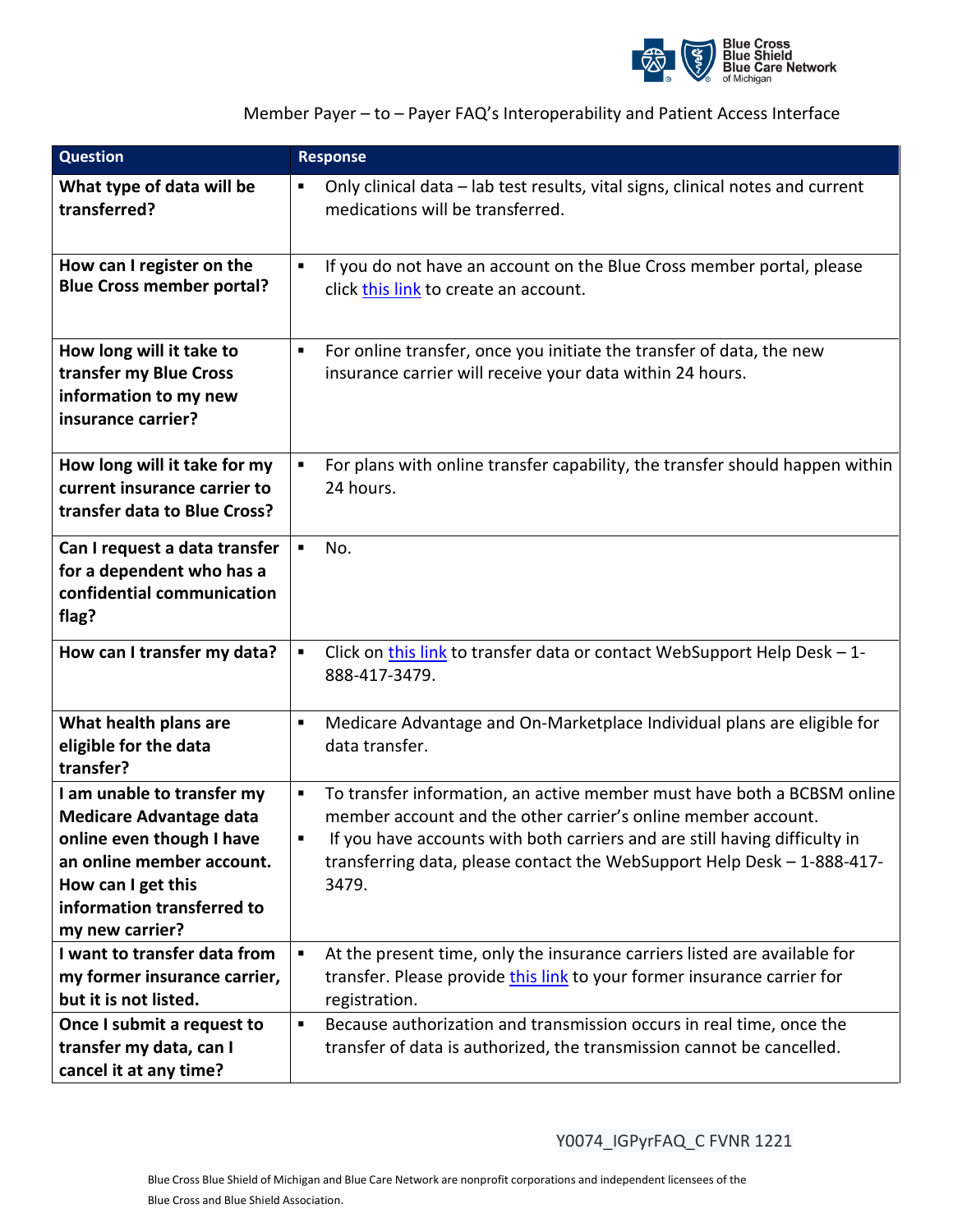Blue Cross Blue Shield Blue Care Network of Michigan

Member Payer – to – Payer FAQ's Interoperability and Patient Access Interface

| Question | Response |
|---|---|
| **What type of data will be transferred?** | ▪ Only clinical data – lab test results, vital signs, clinical notes and current medications will be transferred. |
| **How can I register on the Blue Cross member portal?** | ▪ If you do not have an account on the Blue Cross member portal, please click this link to create an account. |
| **How long will it take to transfer my Blue Cross information to my new insurance carrier?** | ▪ For online transfer, once you initiate the transfer of data, the new insurance carrier will receive your data within 24 hours. |
| **How long will it take for my current insurance carrier to transfer data to Blue Cross?** | ▪ For plans with online transfer capability, the transfer should happen within 24 hours. |
| **Can I request a data transfer for a dependent who has a confidential communication flag?** | ▪ No. |
| **How can I transfer my data?** | ▪ Click on this link to transfer data or contact WebSupport Help Desk – 1-888-417-3479. |
| **What health plans are eligible for the data transfer?** | ▪ Medicare Advantage and On-Marketplace Individual plans are eligible for data transfer. |
| **I am unable to transfer my Medicare Advantage data online even though I have an online member account. How can I get this information transferred to my new carrier?** | ▪ To transfer information, an active member must have both a BCBSM online member account and the other carrier's online member account. ▪ If you have accounts with both carriers and are still having difficulty in transferring data, please contact the WebSupport Help Desk – 1-888-417-3479. |
| **I want to transfer data from my former insurance carrier, but it is not listed.** | ▪ At the present time, only the insurance carriers listed are available for transfer. Please provide this link to your former insurance carrier for registration. |
| **Once I submit a request to transfer my data, can I cancel it at any time?** | ▪ Because authorization and transmission occurs in real time, once the transfer of data is authorized, the transmission cannot be cancelled. |

Y0074_IGPyrFAQ_C FVNR 1221

Blue Cross Blue Shield of Michigan and Blue Care Network are nonprofit corporations and independent licensees of the Blue Cross and Blue Shield Association.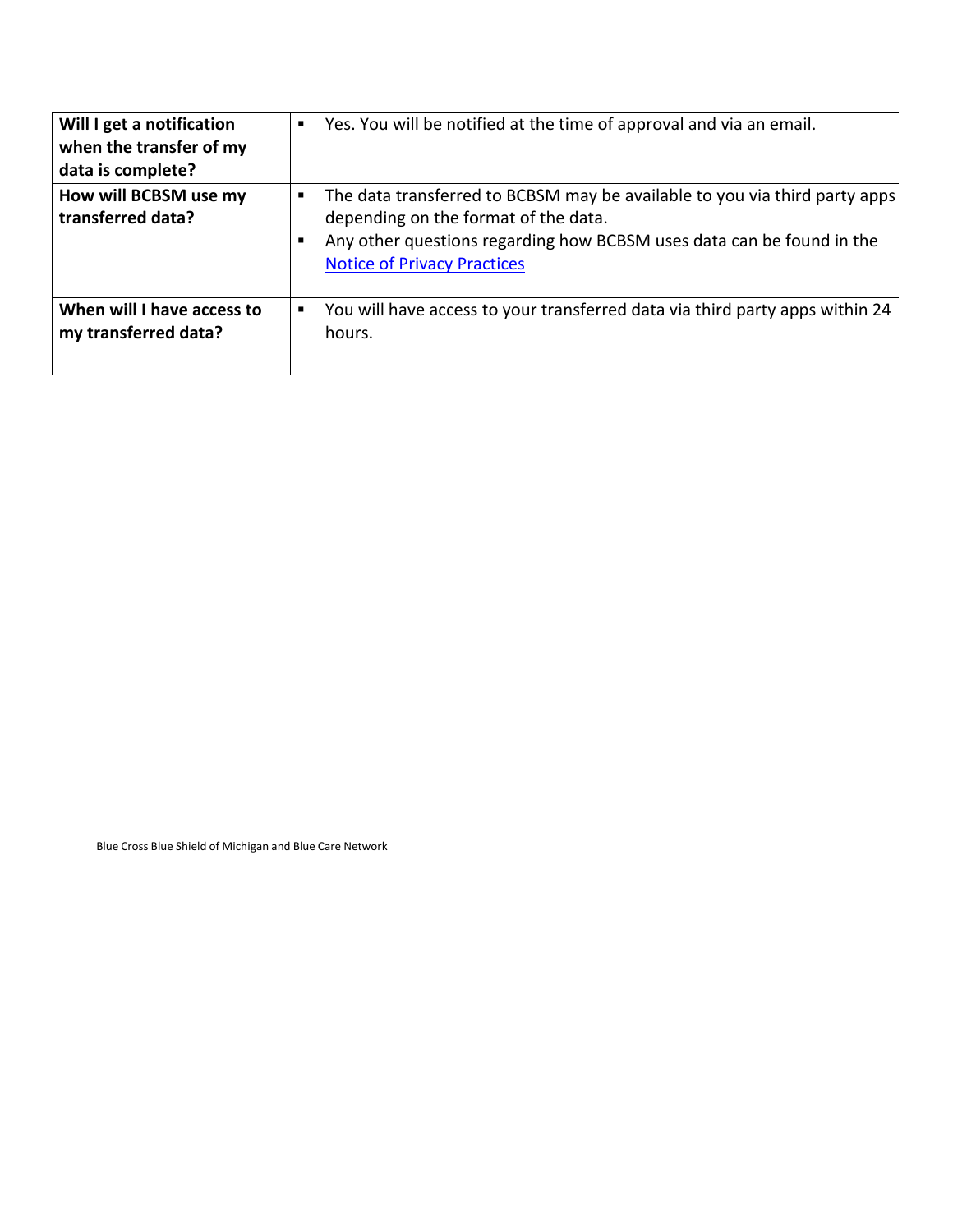| | |
|---|---|
| **Will I get a notification when the transfer of my data is complete?** | ▪ Yes. You will be notified at the time of approval and via an email. |
| **How will BCBSM use my transferred data?** | ▪ The data transferred to BCBSM may be available to you via third party apps depending on the format of the data.<br>▪ Any other questions regarding how BCBSM uses data can be found in the Notice of Privacy Practices |
| **When will I have access to my transferred data?** | ▪ You will have access to your transferred data via third party apps within 24 hours. |

Blue Cross Blue Shield of Michigan and Blue Care Network